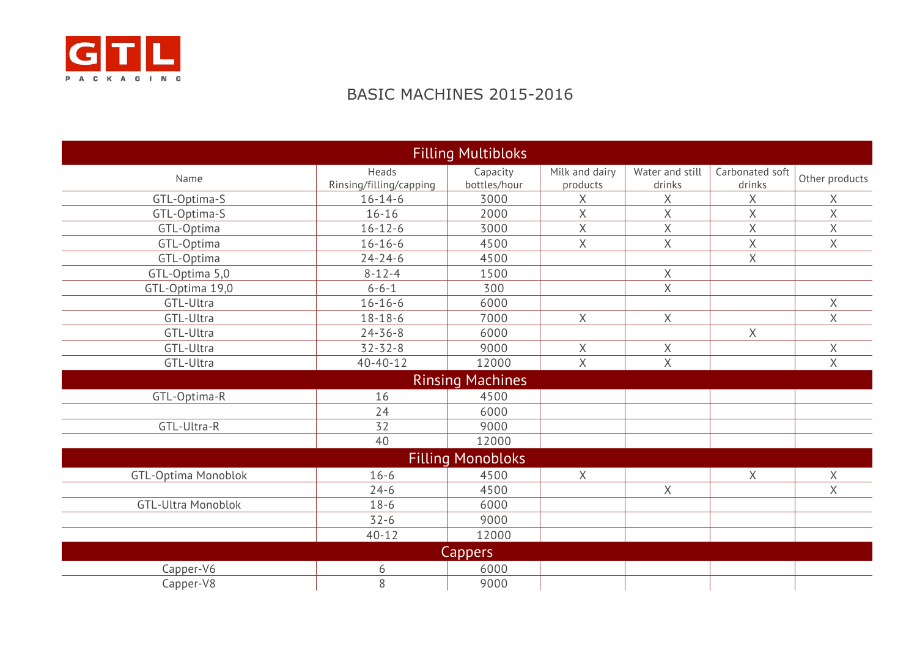GTL PACKAGING

# BASIC MACHINES 2015-2016

| Name | Heads Rinsing/filling/capping | Capacity bottles/hour | Milk and dairy products | Water and still drinks | Carbonated soft drinks | Other products |
|---|---|---|---|---|---|---|
| **Filling Multibloks** | | | | | | |
| GTL-Optima-S | 16-14-6 | 3000 | X | X | X | X |
| GTL-Optima-S | 16-16 | 2000 | X | X | X | X |
| GTL-Optima | 16-12-6 | 3000 | X | X | X | X |
| GTL-Optima | 16-16-6 | 4500 | X | X | X | X |
| GTL-Optima | 24-24-6 | 4500 | | | X | |
| GTL-Optima 5,0 | 8-12-4 | 1500 | | X | | |
| GTL-Optima 19,0 | 6-6-1 | 300 | | X | | |
| GTL-Ultra | 16-16-6 | 6000 | | | | X |
| GTL-Ultra | 18-18-6 | 7000 | X | X | | X |
| GTL-Ultra | 24-36-8 | 6000 | | | X | |
| GTL-Ultra | 32-32-8 | 9000 | X | X | | X |
| GTL-Ultra | 40-40-12 | 12000 | X | X | | X |
| **Rinsing Machines** | | | | | | |
| GTL-Optima-R | 16 | 4500 | | | | |
| | 24 | 6000 | | | | |
| GTL-Ultra-R | 32 | 9000 | | | | |
| | 40 | 12000 | | | | |
| **Filling Monobloks** | | | | | | |
| GTL-Optima Monoblok | 16-6 | 4500 | X | | X | X |
| | 24-6 | 4500 | | X | | X |
| GTL-Ultra Monoblok | 18-6 | 6000 | | | | |
| | 32-6 | 9000 | | | | |
| | 40-12 | 12000 | | | | |
| **Cappers** | | | | | | |
| Capper-V6 | 6 | 6000 | | | | |
| Capper-V8 | 8 | 9000 | | | | |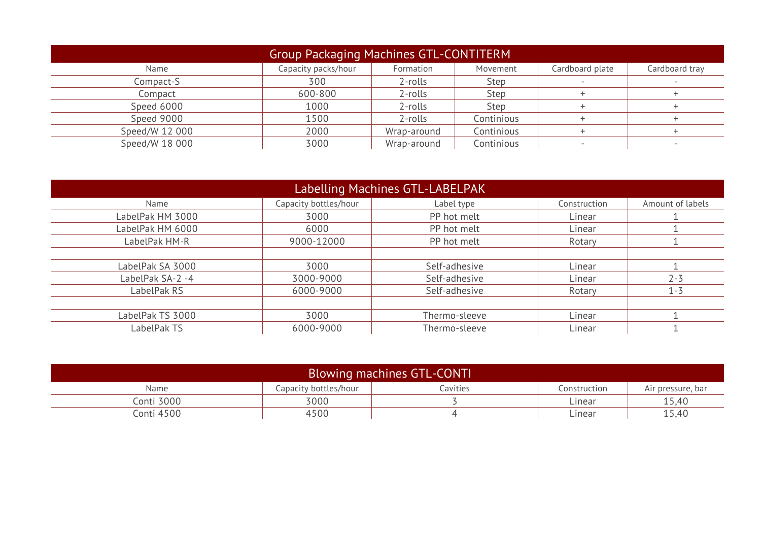## Group Packaging Machines GTL-CONTITERM

| Name | Capacity packs/hour | Formation | Movement | Cardboard plate | Cardboard tray |
|---|---|---|---|---|---|
| Compact-S | 300 | 2-rolls | Step | - | - |
| Compact | 600-800 | 2-rolls | Step | + | + |
| Speed 6000 | 1000 | 2-rolls | Step | + | + |
| Speed 9000 | 1500 | 2-rolls | Continious | + | + |
| Speed/W 12 000 | 2000 | Wrap-around | Continious | + | + |
| Speed/W 18 000 | 3000 | Wrap-around | Continious | - | - |

## Labelling Machines GTL-LABELPAK

| Name | Capacity bottles/hour | Label type | Construction | Amount of labels |
|---|---|---|---|---|
| LabelPak HM 3000 | 3000 | PP hot melt | Linear | 1 |
| LabelPak HM 6000 | 6000 | PP hot melt | Linear | 1 |
| LabelPak HM-R | 9000-12000 | PP hot melt | Rotary | 1 |
| | | | | |
| LabelPak SA 3000 | 3000 | Self-adhesive | Linear | 1 |
| LabelPak SA-2 -4 | 3000-9000 | Self-adhesive | Linear | 2-3 |
| LabelPak RS | 6000-9000 | Self-adhesive | Rotary | 1-3 |
| | | | | |
| LabelPak TS 3000 | 3000 | Thermo-sleeve | Linear | 1 |
| LabelPak TS | 6000-9000 | Thermo-sleeve | Linear | 1 |

## Blowing machines GTL-CONTI

| Name | Capacity bottles/hour | Cavities | Construction | Air pressure, bar |
|---|---|---|---|---|
| Conti 3000 | 3000 | 3 | Linear | 15,40 |
| Conti 4500 | 4500 | 4 | Linear | 15,40 |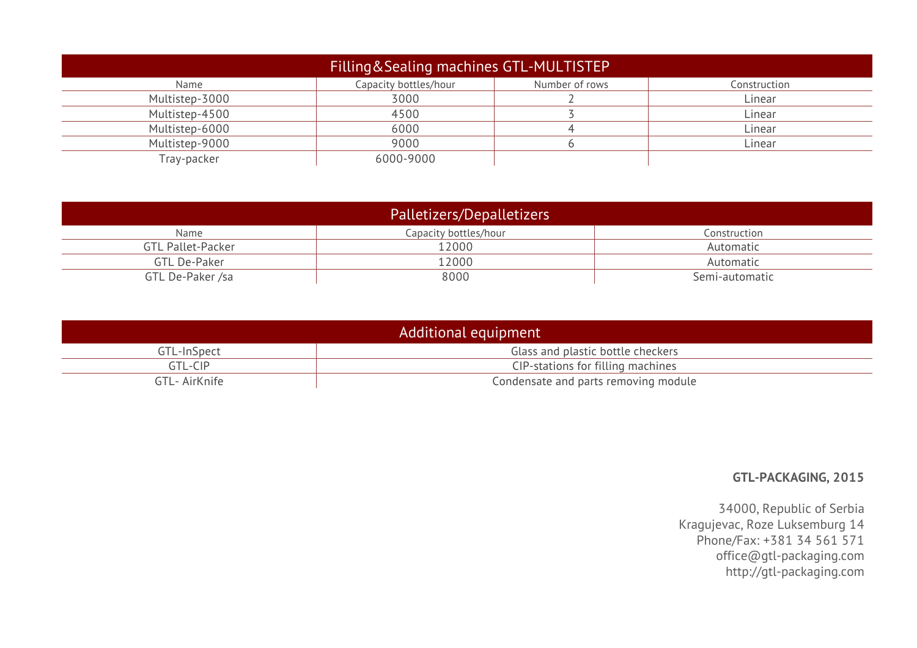## Filling&Sealing machines GTL-MULTISTEP

| Name | Capacity bottles/hour | Number of rows | Construction |
|---|---|---|---|
| Multistep-3000 | 3000 | 2 | Linear |
| Multistep-4500 | 4500 | 3 | Linear |
| Multistep-6000 | 6000 | 4 | Linear |
| Multistep-9000 | 9000 | 6 | Linear |
| Tray-packer | 6000-9000 | | |

## Palletizers/Depalletizers

| Name | Capacity bottles/hour | Construction |
|---|---|---|
| GTL Pallet-Packer | 12000 | Automatic |
| GTL De-Paker | 12000 | Automatic |
| GTL De-Paker /sa | 8000 | Semi-automatic |

## Additional equipment

| | |
|---|---|
| GTL-InSpect | Glass and plastic bottle checkers |
| GTL-CIP | CIP-stations for filling machines |
| GTL- AirKnife | Condensate and parts removing module |

**GTL-PACKAGING, 2015**

34000, Republic of Serbia
Kragujevac, Roze Luksemburg 14
Phone/Fax: +381 34 561 571
office@gtl-packaging.com
http://gtl-packaging.com